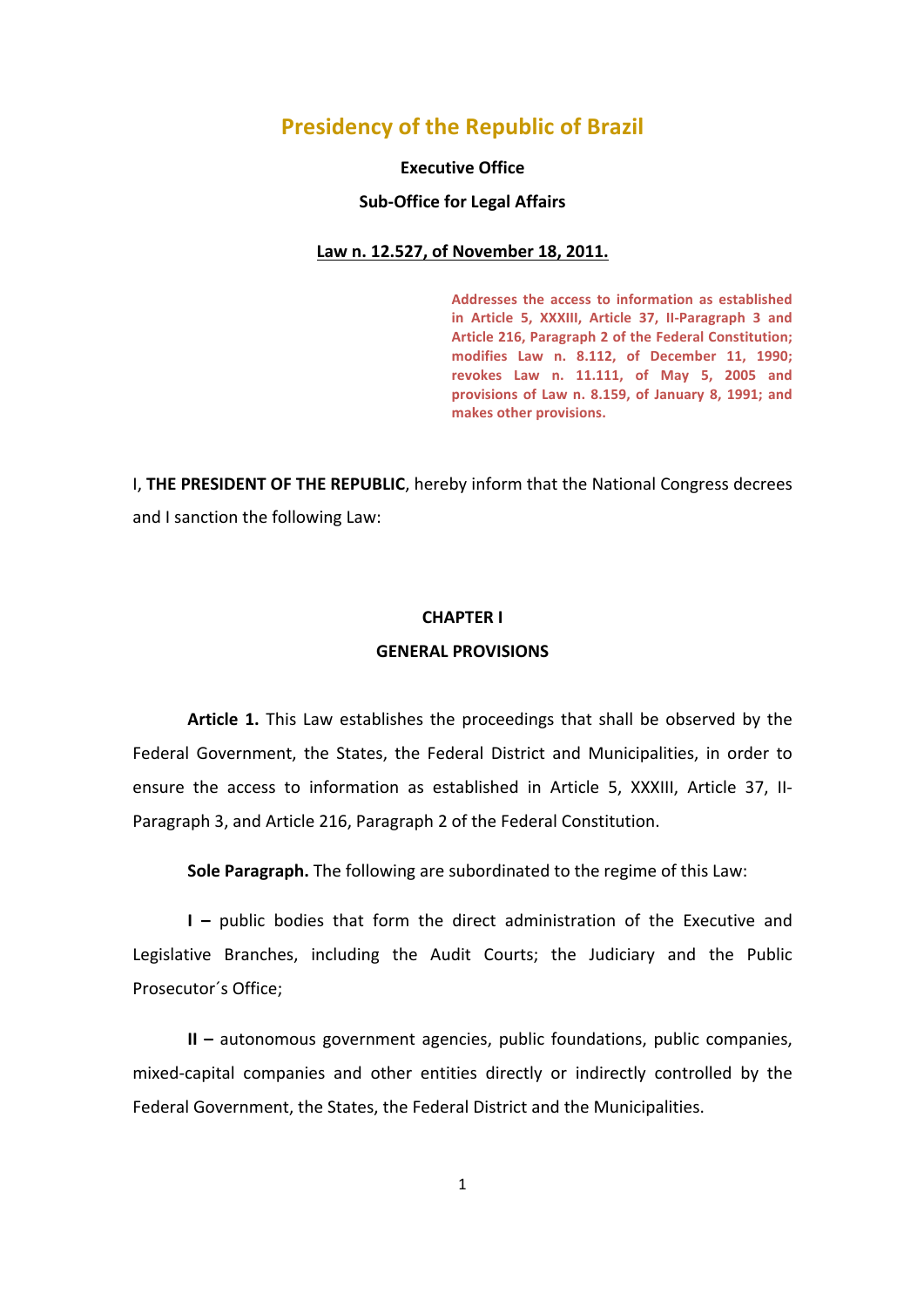# Presidency of the Republic of Brazil

**Executive Office**

**Sub-Office for Legal Affairs**

**Law n. 12.527, of November 18, 2011.**

> **Addresses the access to information as established in Article 5, XXXIII, Article 37, II-Paragraph 3 and Article 216, Paragraph 2 of the Federal Constitution; modifies Law n. 8.112, of December 11, 1990; revokes Law n. 11.111, of May 5, 2005 and provisions of Law n. 8.159, of January 8, 1991; and makes other provisions.**

I, **THE PRESIDENT OF THE REPUBLIC**, hereby inform that the National Congress decrees and I sanction the following Law:

## CHAPTER I

## GENERAL PROVISIONS

**Article 1.** This Law establishes the proceedings that shall be observed by the Federal Government, the States, the Federal District and Municipalities, in order to ensure the access to information as established in Article 5, XXXIII, Article 37, II-Paragraph 3, and Article 216, Paragraph 2 of the Federal Constitution.

**Sole Paragraph.** The following are subordinated to the regime of this Law:

**I –** public bodies that form the direct administration of the Executive and Legislative Branches, including the Audit Courts; the Judiciary and the Public Prosecutor´s Office;

**II –** autonomous government agencies, public foundations, public companies, mixed-capital companies and other entities directly or indirectly controlled by the Federal Government, the States, the Federal District and the Municipalities.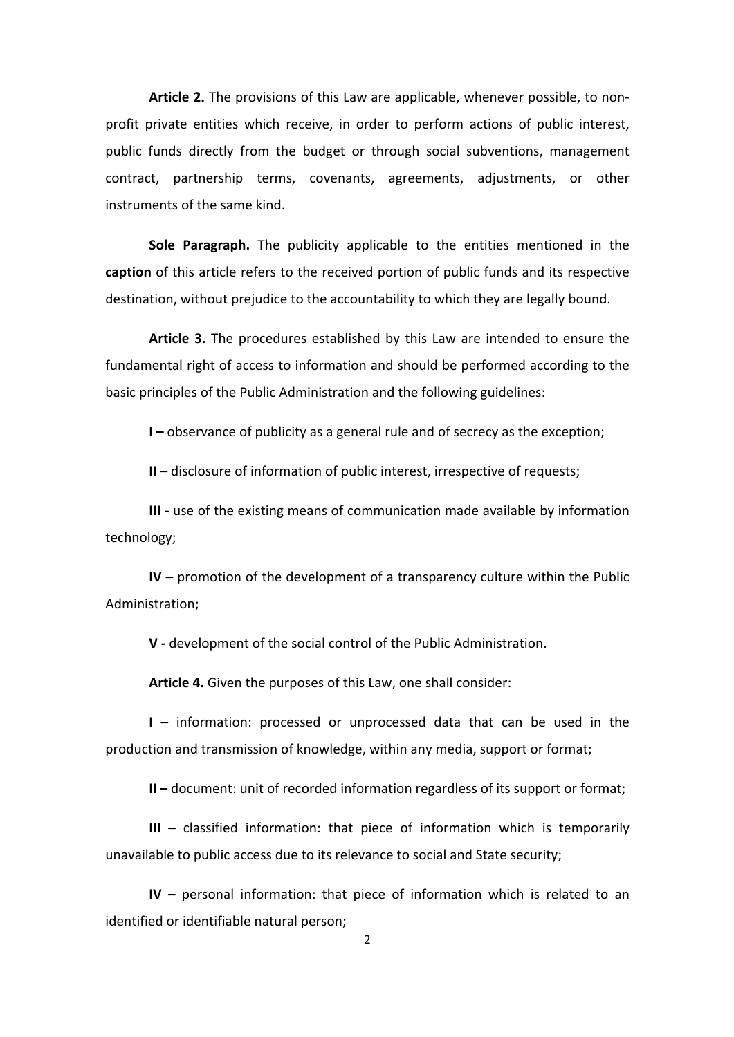**Article 2.** The provisions of this Law are applicable, whenever possible, to non-profit private entities which receive, in order to perform actions of public interest, public funds directly from the budget or through social subventions, management contract, partnership terms, covenants, agreements, adjustments, or other instruments of the same kind.

**Sole Paragraph.** The publicity applicable to the entities mentioned in the **caption** of this article refers to the received portion of public funds and its respective destination, without prejudice to the accountability to which they are legally bound.

**Article 3.** The procedures established by this Law are intended to ensure the fundamental right of access to information and should be performed according to the basic principles of the Public Administration and the following guidelines:

**I –** observance of publicity as a general rule and of secrecy as the exception;

**II –** disclosure of information of public interest, irrespective of requests;

**III -** use of the existing means of communication made available by information technology;

**IV –** promotion of the development of a transparency culture within the Public Administration;

**V -** development of the social control of the Public Administration.

**Article 4.** Given the purposes of this Law, one shall consider:

**I –** information: processed or unprocessed data that can be used in the production and transmission of knowledge, within any media, support or format;

**II –** document: unit of recorded information regardless of its support or format;

**III –** classified information: that piece of information which is temporarily unavailable to public access due to its relevance to social and State security;

**IV –** personal information: that piece of information which is related to an identified or identifiable natural person;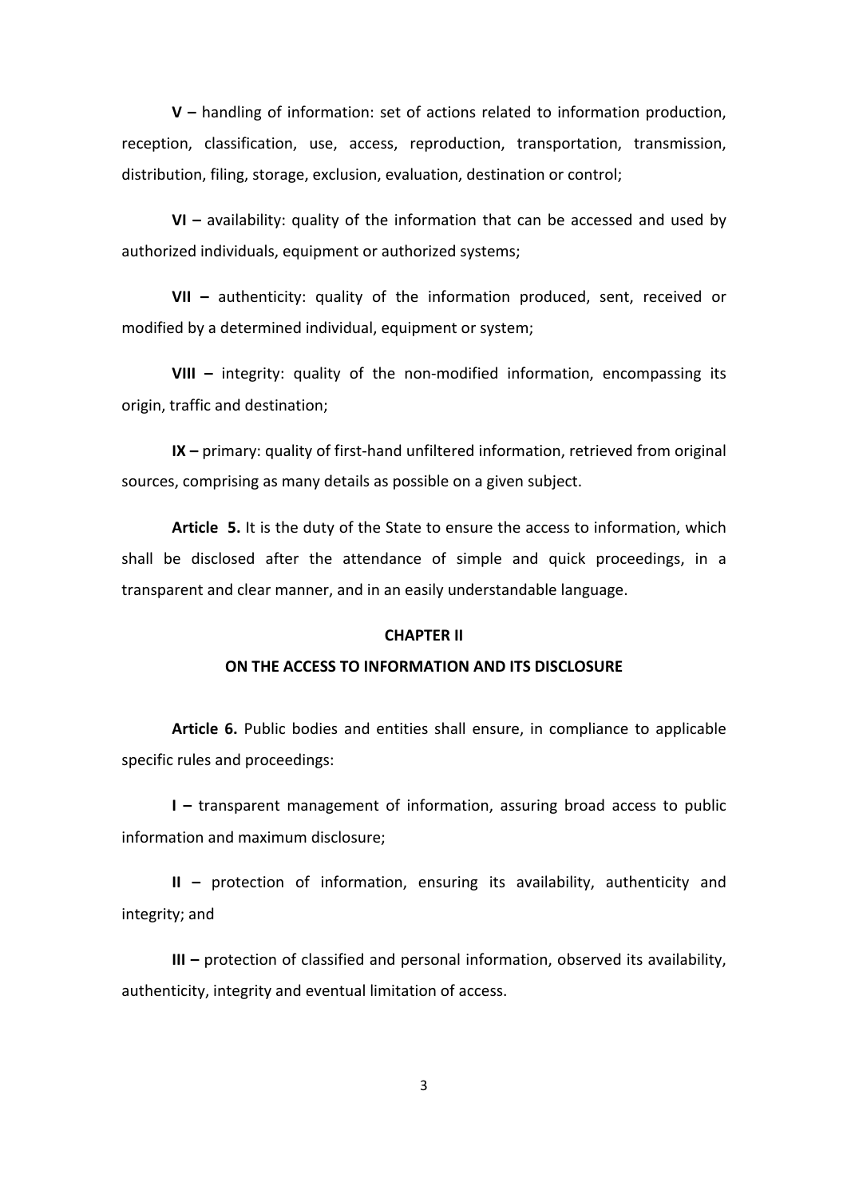**V –** handling of information: set of actions related to information production, reception, classification, use, access, reproduction, transportation, transmission, distribution, filing, storage, exclusion, evaluation, destination or control;

**VI –** availability: quality of the information that can be accessed and used by authorized individuals, equipment or authorized systems;

**VII –** authenticity: quality of the information produced, sent, received or modified by a determined individual, equipment or system;

**VIII –** integrity: quality of the non-modified information, encompassing its origin, traffic and destination;

**IX –** primary: quality of first-hand unfiltered information, retrieved from original sources, comprising as many details as possible on a given subject.

**Article 5.** It is the duty of the State to ensure the access to information, which shall be disclosed after the attendance of simple and quick proceedings, in a transparent and clear manner, and in an easily understandable language.

## CHAPTER II

## ON THE ACCESS TO INFORMATION AND ITS DISCLOSURE

**Article 6.** Public bodies and entities shall ensure, in compliance to applicable specific rules and proceedings:

**I –** transparent management of information, assuring broad access to public information and maximum disclosure;

**II –** protection of information, ensuring its availability, authenticity and integrity; and

**III –** protection of classified and personal information, observed its availability, authenticity, integrity and eventual limitation of access.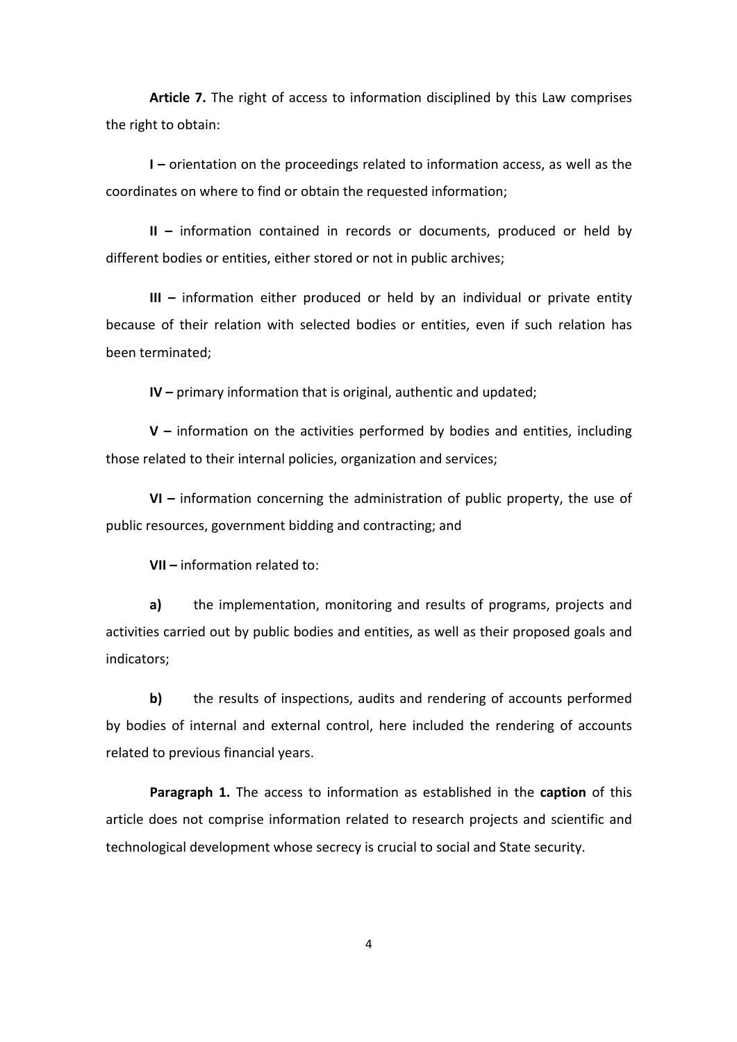**Article 7.** The right of access to information disciplined by this Law comprises the right to obtain:

**I –** orientation on the proceedings related to information access, as well as the coordinates on where to find or obtain the requested information;

**II –** information contained in records or documents, produced or held by different bodies or entities, either stored or not in public archives;

**III –** information either produced or held by an individual or private entity because of their relation with selected bodies or entities, even if such relation has been terminated;

**IV –** primary information that is original, authentic and updated;

**V –** information on the activities performed by bodies and entities, including those related to their internal policies, organization and services;

**VI –** information concerning the administration of public property, the use of public resources, government bidding and contracting; and

**VII –** information related to:

**a)** the implementation, monitoring and results of programs, projects and activities carried out by public bodies and entities, as well as their proposed goals and indicators;

**b)** the results of inspections, audits and rendering of accounts performed by bodies of internal and external control, here included the rendering of accounts related to previous financial years.

**Paragraph 1.** The access to information as established in the **caption** of this article does not comprise information related to research projects and scientific and technological development whose secrecy is crucial to social and State security.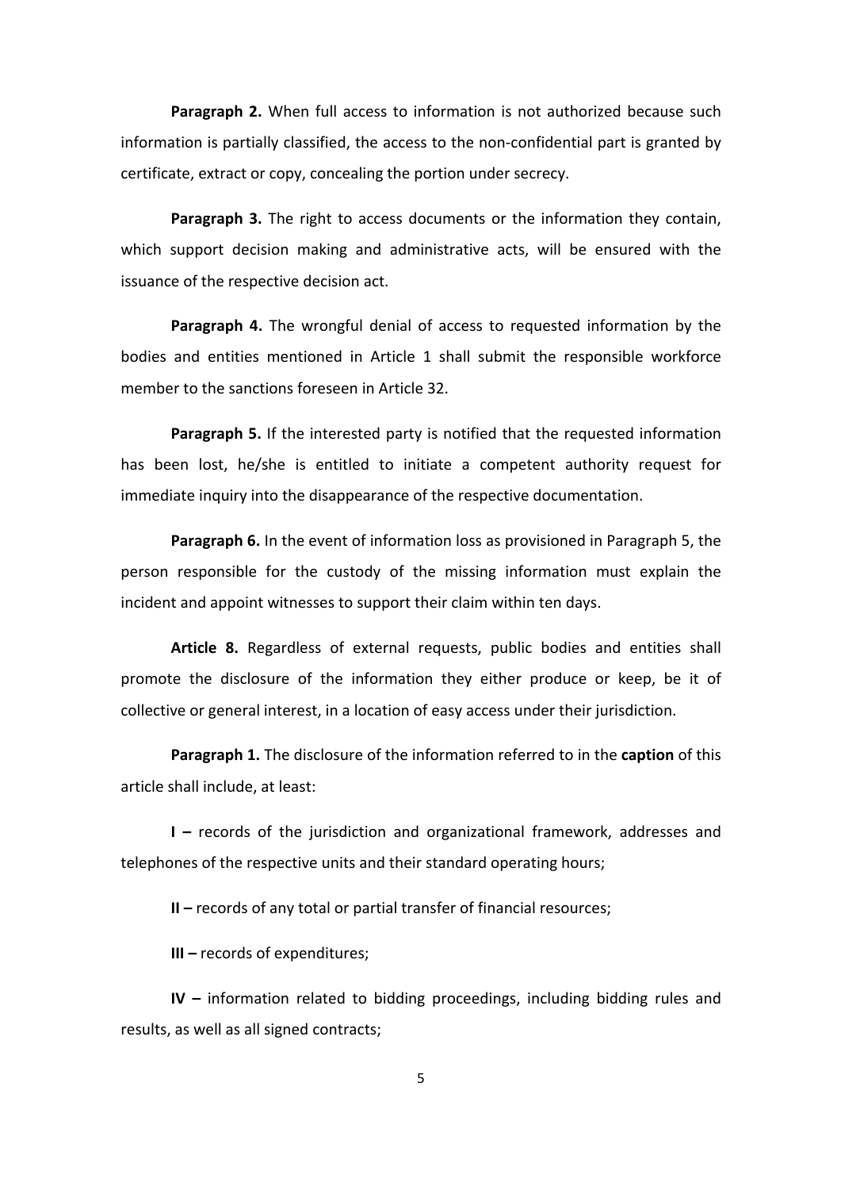**Paragraph 2.** When full access to information is not authorized because such information is partially classified, the access to the non-confidential part is granted by certificate, extract or copy, concealing the portion under secrecy.

**Paragraph 3.** The right to access documents or the information they contain, which support decision making and administrative acts, will be ensured with the issuance of the respective decision act.

**Paragraph 4.** The wrongful denial of access to requested information by the bodies and entities mentioned in Article 1 shall submit the responsible workforce member to the sanctions foreseen in Article 32.

**Paragraph 5.** If the interested party is notified that the requested information has been lost, he/she is entitled to initiate a competent authority request for immediate inquiry into the disappearance of the respective documentation.

**Paragraph 6.** In the event of information loss as provisioned in Paragraph 5, the person responsible for the custody of the missing information must explain the incident and appoint witnesses to support their claim within ten days.

**Article 8.** Regardless of external requests, public bodies and entities shall promote the disclosure of the information they either produce or keep, be it of collective or general interest, in a location of easy access under their jurisdiction.

**Paragraph 1.** The disclosure of the information referred to in the **caption** of this article shall include, at least:

**I –** records of the jurisdiction and organizational framework, addresses and telephones of the respective units and their standard operating hours;

**II –** records of any total or partial transfer of financial resources;

**III –** records of expenditures;

**IV –** information related to bidding proceedings, including bidding rules and results, as well as all signed contracts;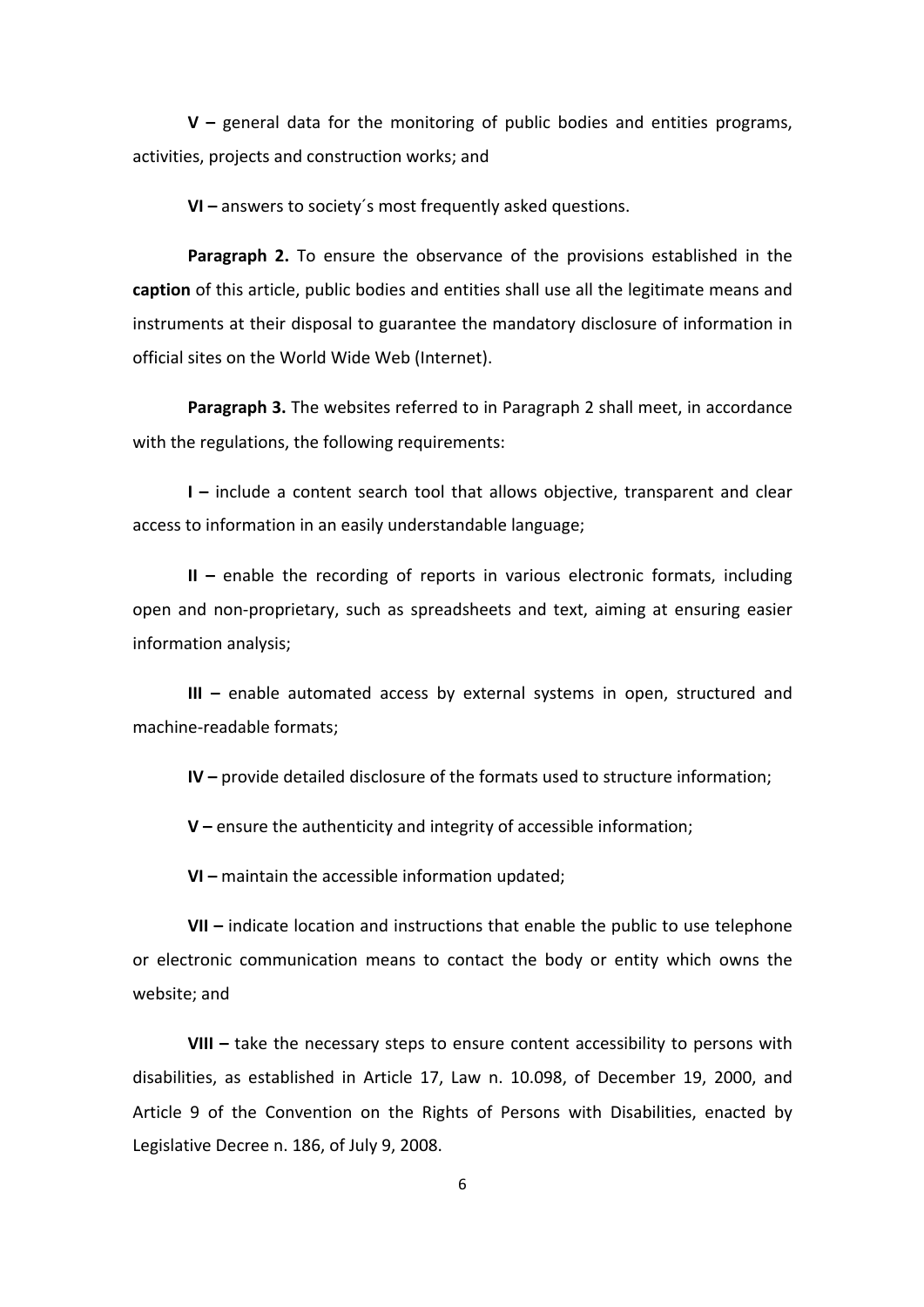**V –** general data for the monitoring of public bodies and entities programs, activities, projects and construction works; and

**VI –** answers to society´s most frequently asked questions.

**Paragraph 2.** To ensure the observance of the provisions established in the **caption** of this article, public bodies and entities shall use all the legitimate means and instruments at their disposal to guarantee the mandatory disclosure of information in official sites on the World Wide Web (Internet).

**Paragraph 3.** The websites referred to in Paragraph 2 shall meet, in accordance with the regulations, the following requirements:

**I –** include a content search tool that allows objective, transparent and clear access to information in an easily understandable language;

**II –** enable the recording of reports in various electronic formats, including open and non-proprietary, such as spreadsheets and text, aiming at ensuring easier information analysis;

**III –** enable automated access by external systems in open, structured and machine-readable formats;

**IV –** provide detailed disclosure of the formats used to structure information;

**V –** ensure the authenticity and integrity of accessible information;

**VI –** maintain the accessible information updated;

**VII –** indicate location and instructions that enable the public to use telephone or electronic communication means to contact the body or entity which owns the website; and

**VIII –** take the necessary steps to ensure content accessibility to persons with disabilities, as established in Article 17, Law n. 10.098, of December 19, 2000, and Article 9 of the Convention on the Rights of Persons with Disabilities, enacted by Legislative Decree n. 186, of July 9, 2008.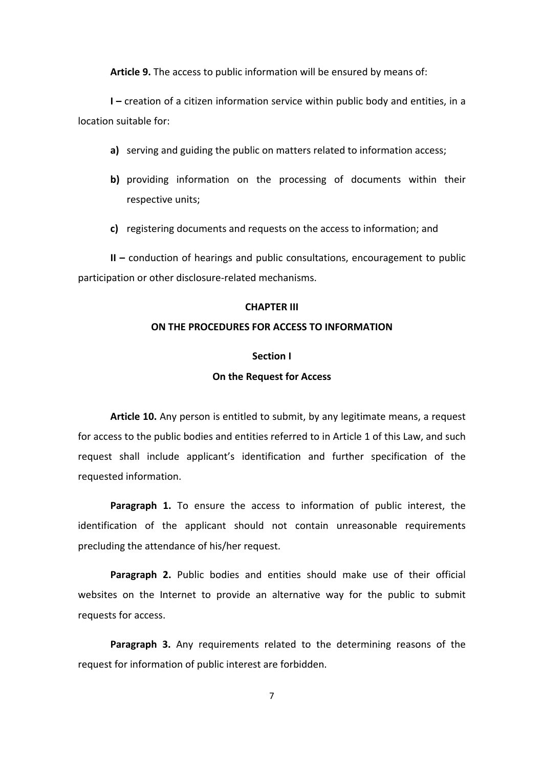**Article 9.** The access to public information will be ensured by means of:

**I –** creation of a citizen information service within public body and entities, in a location suitable for:

**a)** serving and guiding the public on matters related to information access;

**b)** providing information on the processing of documents within their respective units;

**c)** registering documents and requests on the access to information; and

**II –** conduction of hearings and public consultations, encouragement to public participation or other disclosure-related mechanisms.

## CHAPTER III

## ON THE PROCEDURES FOR ACCESS TO INFORMATION

### Section I

### On the Request for Access

**Article 10.** Any person is entitled to submit, by any legitimate means, a request for access to the public bodies and entities referred to in Article 1 of this Law, and such request shall include applicant's identification and further specification of the requested information.

**Paragraph 1.** To ensure the access to information of public interest, the identification of the applicant should not contain unreasonable requirements precluding the attendance of his/her request.

**Paragraph 2.** Public bodies and entities should make use of their official websites on the Internet to provide an alternative way for the public to submit requests for access.

**Paragraph 3.** Any requirements related to the determining reasons of the request for information of public interest are forbidden.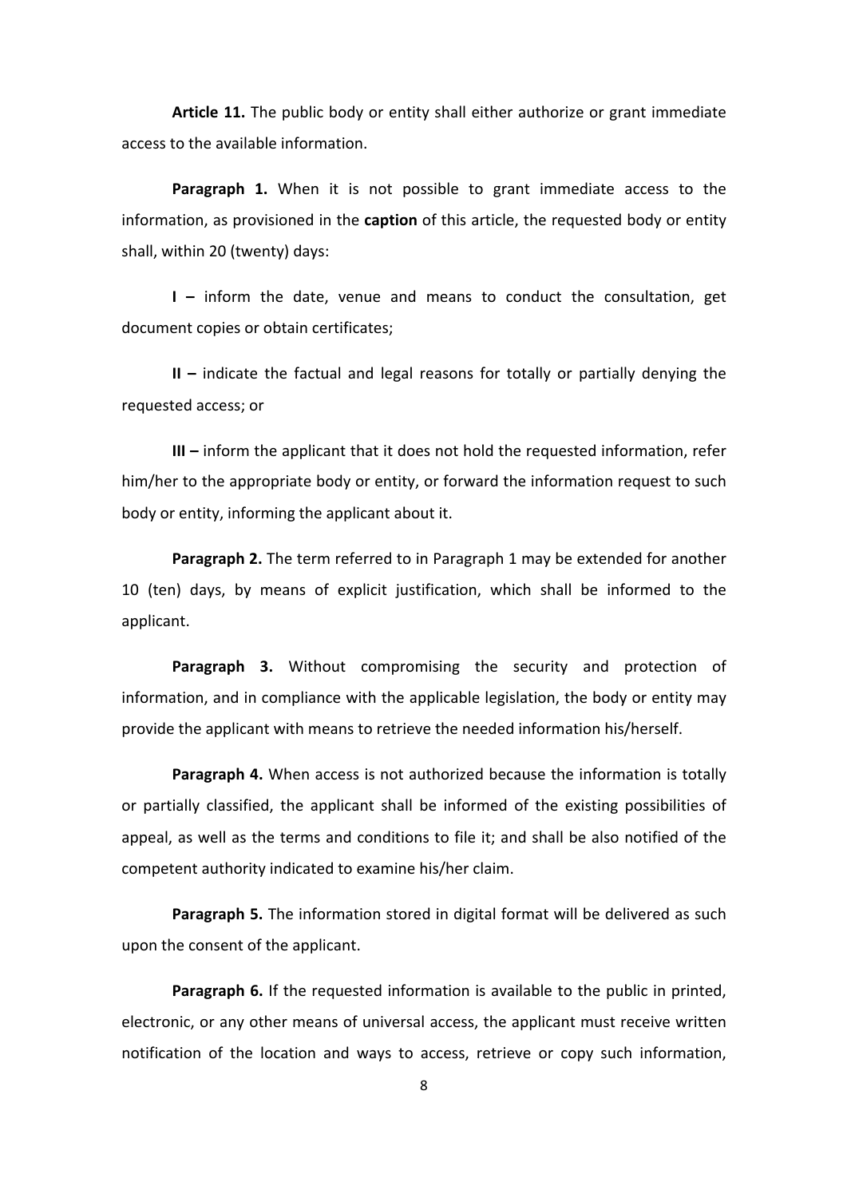**Article 11.** The public body or entity shall either authorize or grant immediate access to the available information.

**Paragraph 1.** When it is not possible to grant immediate access to the information, as provisioned in the **caption** of this article, the requested body or entity shall, within 20 (twenty) days:

**I –** inform the date, venue and means to conduct the consultation, get document copies or obtain certificates;

**II –** indicate the factual and legal reasons for totally or partially denying the requested access; or

**III –** inform the applicant that it does not hold the requested information, refer him/her to the appropriate body or entity, or forward the information request to such body or entity, informing the applicant about it.

**Paragraph 2.** The term referred to in Paragraph 1 may be extended for another 10 (ten) days, by means of explicit justification, which shall be informed to the applicant.

**Paragraph 3.** Without compromising the security and protection of information, and in compliance with the applicable legislation, the body or entity may provide the applicant with means to retrieve the needed information his/herself.

**Paragraph 4.** When access is not authorized because the information is totally or partially classified, the applicant shall be informed of the existing possibilities of appeal, as well as the terms and conditions to file it; and shall be also notified of the competent authority indicated to examine his/her claim.

**Paragraph 5.** The information stored in digital format will be delivered as such upon the consent of the applicant.

**Paragraph 6.** If the requested information is available to the public in printed, electronic, or any other means of universal access, the applicant must receive written notification of the location and ways to access, retrieve or copy such information,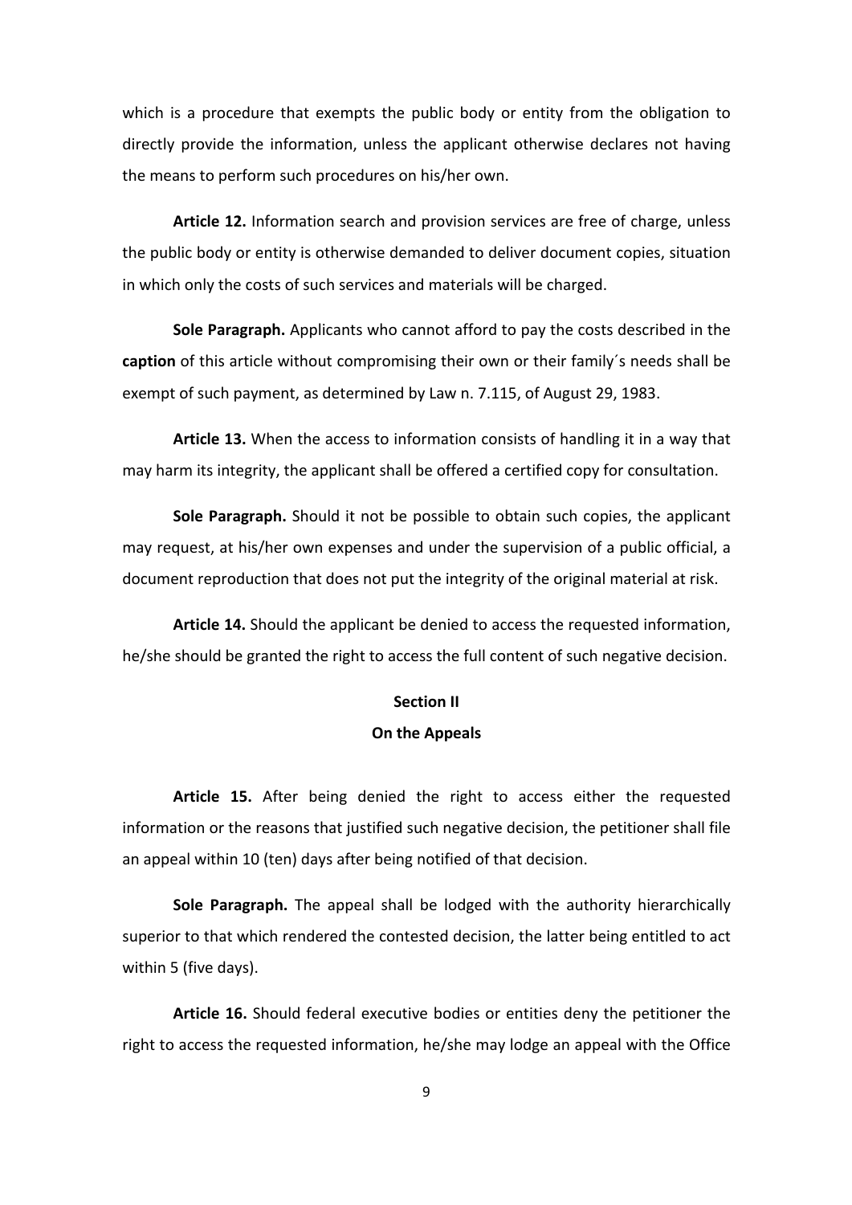which is a procedure that exempts the public body or entity from the obligation to directly provide the information, unless the applicant otherwise declares not having the means to perform such procedures on his/her own.

**Article 12.** Information search and provision services are free of charge, unless the public body or entity is otherwise demanded to deliver document copies, situation in which only the costs of such services and materials will be charged.

**Sole Paragraph.** Applicants who cannot afford to pay the costs described in the **caption** of this article without compromising their own or their family´s needs shall be exempt of such payment, as determined by Law n. 7.115, of August 29, 1983.

**Article 13.** When the access to information consists of handling it in a way that may harm its integrity, the applicant shall be offered a certified copy for consultation.

**Sole Paragraph.** Should it not be possible to obtain such copies, the applicant may request, at his/her own expenses and under the supervision of a public official, a document reproduction that does not put the integrity of the original material at risk.

**Article 14.** Should the applicant be denied to access the requested information, he/she should be granted the right to access the full content of such negative decision.

## Section II

## On the Appeals

**Article 15.** After being denied the right to access either the requested information or the reasons that justified such negative decision, the petitioner shall file an appeal within 10 (ten) days after being notified of that decision.

**Sole Paragraph.** The appeal shall be lodged with the authority hierarchically superior to that which rendered the contested decision, the latter being entitled to act within 5 (five days).

**Article 16.** Should federal executive bodies or entities deny the petitioner the right to access the requested information, he/she may lodge an appeal with the Office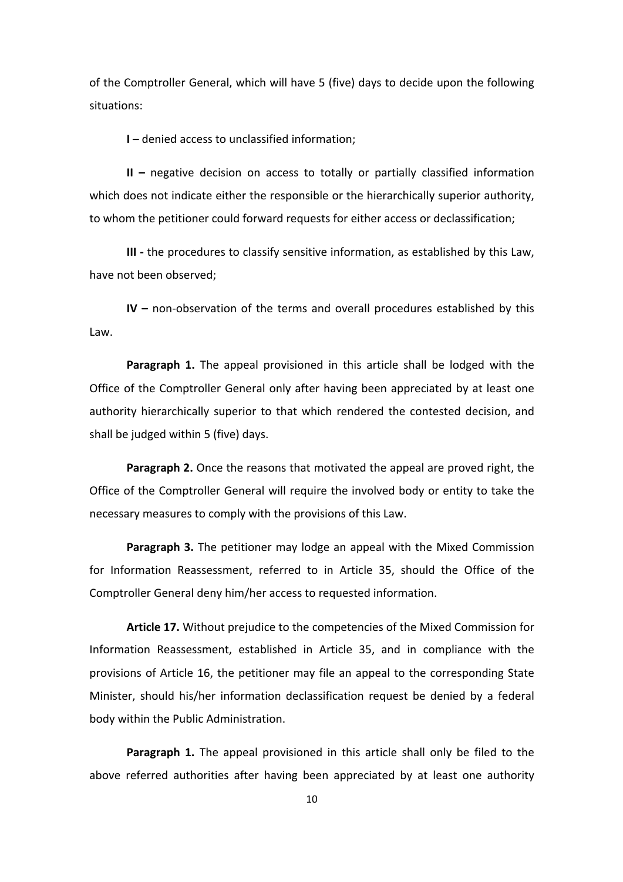of the Comptroller General, which will have 5 (five) days to decide upon the following situations:

**I –** denied access to unclassified information;

**II –** negative decision on access to totally or partially classified information which does not indicate either the responsible or the hierarchically superior authority, to whom the petitioner could forward requests for either access or declassification;

**III -** the procedures to classify sensitive information, as established by this Law, have not been observed;

**IV –** non-observation of the terms and overall procedures established by this Law.

**Paragraph 1.** The appeal provisioned in this article shall be lodged with the Office of the Comptroller General only after having been appreciated by at least one authority hierarchically superior to that which rendered the contested decision, and shall be judged within 5 (five) days.

**Paragraph 2.** Once the reasons that motivated the appeal are proved right, the Office of the Comptroller General will require the involved body or entity to take the necessary measures to comply with the provisions of this Law.

**Paragraph 3.** The petitioner may lodge an appeal with the Mixed Commission for Information Reassessment, referred to in Article 35, should the Office of the Comptroller General deny him/her access to requested information.

**Article 17.** Without prejudice to the competencies of the Mixed Commission for Information Reassessment, established in Article 35, and in compliance with the provisions of Article 16, the petitioner may file an appeal to the corresponding State Minister, should his/her information declassification request be denied by a federal body within the Public Administration.

**Paragraph 1.** The appeal provisioned in this article shall only be filed to the above referred authorities after having been appreciated by at least one authority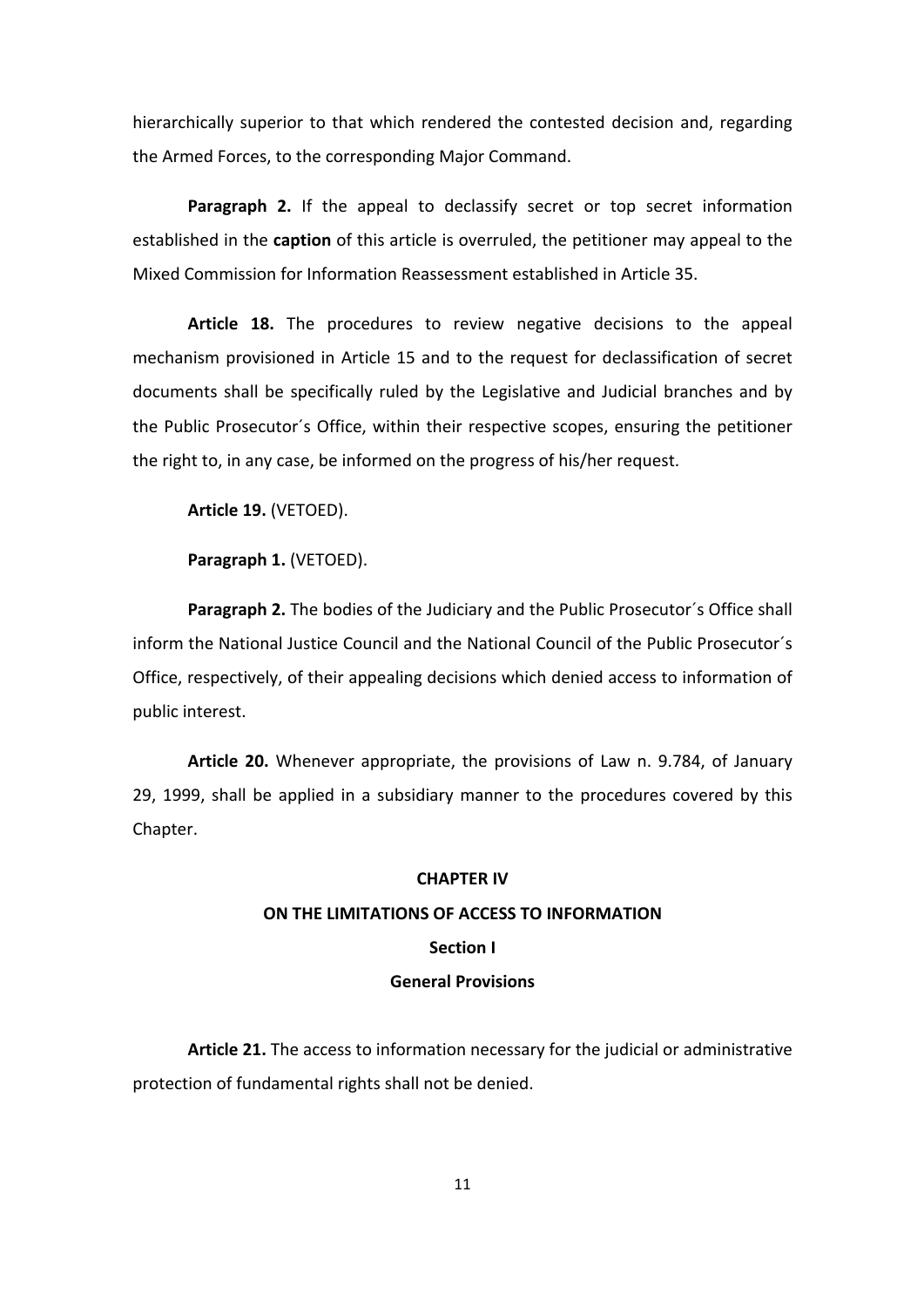hierarchically superior to that which rendered the contested decision and, regarding the Armed Forces, to the corresponding Major Command.

**Paragraph 2.** If the appeal to declassify secret or top secret information established in the **caption** of this article is overruled, the petitioner may appeal to the Mixed Commission for Information Reassessment established in Article 35.

**Article 18.** The procedures to review negative decisions to the appeal mechanism provisioned in Article 15 and to the request for declassification of secret documents shall be specifically ruled by the Legislative and Judicial branches and by the Public Prosecutor´s Office, within their respective scopes, ensuring the petitioner the right to, in any case, be informed on the progress of his/her request.

**Article 19.** (VETOED).

**Paragraph 1.** (VETOED).

**Paragraph 2.** The bodies of the Judiciary and the Public Prosecutor´s Office shall inform the National Justice Council and the National Council of the Public Prosecutor´s Office, respectively, of their appealing decisions which denied access to information of public interest.

**Article 20.** Whenever appropriate, the provisions of Law n. 9.784, of January 29, 1999, shall be applied in a subsidiary manner to the procedures covered by this Chapter.

## CHAPTER IV

## ON THE LIMITATIONS OF ACCESS TO INFORMATION

### Section I

### General Provisions

**Article 21.** The access to information necessary for the judicial or administrative protection of fundamental rights shall not be denied.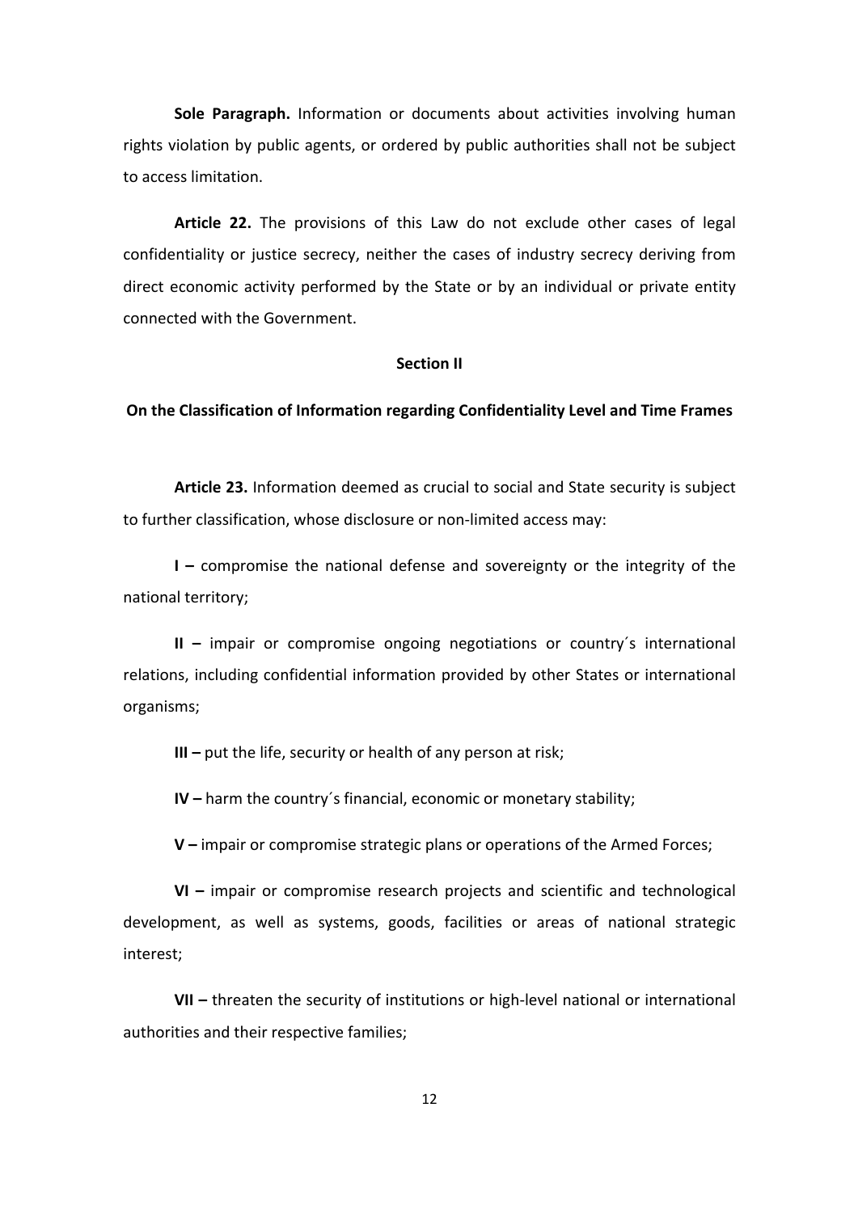**Sole Paragraph.** Information or documents about activities involving human rights violation by public agents, or ordered by public authorities shall not be subject to access limitation.

**Article 22.** The provisions of this Law do not exclude other cases of legal confidentiality or justice secrecy, neither the cases of industry secrecy deriving from direct economic activity performed by the State or by an individual or private entity connected with the Government.

## Section II

## On the Classification of Information regarding Confidentiality Level and Time Frames

**Article 23.** Information deemed as crucial to social and State security is subject to further classification, whose disclosure or non-limited access may:

**I –** compromise the national defense and sovereignty or the integrity of the national territory;

**II –** impair or compromise ongoing negotiations or country´s international relations, including confidential information provided by other States or international organisms;

**III –** put the life, security or health of any person at risk;

**IV –** harm the country´s financial, economic or monetary stability;

**V –** impair or compromise strategic plans or operations of the Armed Forces;

**VI –** impair or compromise research projects and scientific and technological development, as well as systems, goods, facilities or areas of national strategic interest;

**VII –** threaten the security of institutions or high-level national or international authorities and their respective families;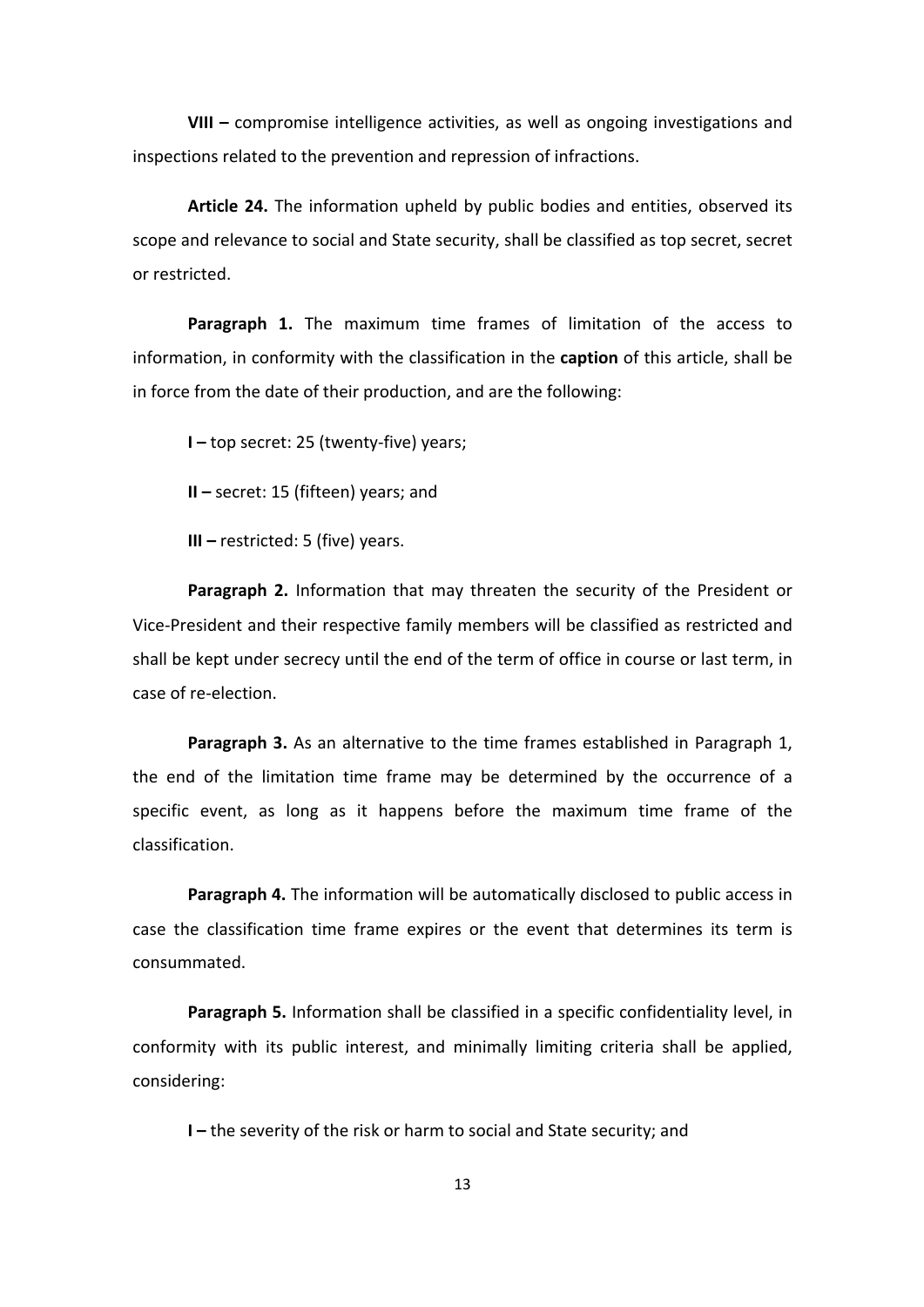**VIII –** compromise intelligence activities, as well as ongoing investigations and inspections related to the prevention and repression of infractions.

**Article 24.** The information upheld by public bodies and entities, observed its scope and relevance to social and State security, shall be classified as top secret, secret or restricted.

**Paragraph 1.** The maximum time frames of limitation of the access to information, in conformity with the classification in the **caption** of this article, shall be in force from the date of their production, and are the following:

**I –** top secret: 25 (twenty-five) years;

**II –** secret: 15 (fifteen) years; and

**III –** restricted: 5 (five) years.

**Paragraph 2.** Information that may threaten the security of the President or Vice-President and their respective family members will be classified as restricted and shall be kept under secrecy until the end of the term of office in course or last term, in case of re-election.

**Paragraph 3.** As an alternative to the time frames established in Paragraph 1, the end of the limitation time frame may be determined by the occurrence of a specific event, as long as it happens before the maximum time frame of the classification.

**Paragraph 4.** The information will be automatically disclosed to public access in case the classification time frame expires or the event that determines its term is consummated.

**Paragraph 5.** Information shall be classified in a specific confidentiality level, in conformity with its public interest, and minimally limiting criteria shall be applied, considering:

**I –** the severity of the risk or harm to social and State security; and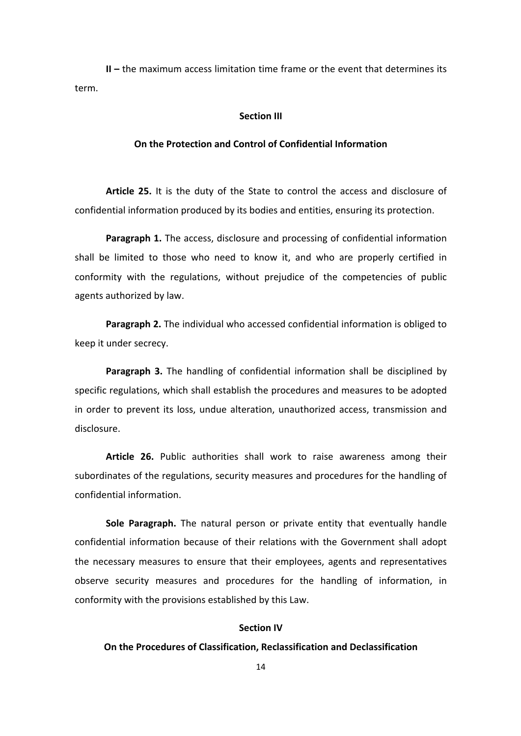**II –** the maximum access limitation time frame or the event that determines its term.

## Section III

## On the Protection and Control of Confidential Information

**Article 25.** It is the duty of the State to control the access and disclosure of confidential information produced by its bodies and entities, ensuring its protection.

**Paragraph 1.** The access, disclosure and processing of confidential information shall be limited to those who need to know it, and who are properly certified in conformity with the regulations, without prejudice of the competencies of public agents authorized by law.

**Paragraph 2.** The individual who accessed confidential information is obliged to keep it under secrecy.

**Paragraph 3.** The handling of confidential information shall be disciplined by specific regulations, which shall establish the procedures and measures to be adopted in order to prevent its loss, undue alteration, unauthorized access, transmission and disclosure.

**Article 26.** Public authorities shall work to raise awareness among their subordinates of the regulations, security measures and procedures for the handling of confidential information.

**Sole Paragraph.** The natural person or private entity that eventually handle confidential information because of their relations with the Government shall adopt the necessary measures to ensure that their employees, agents and representatives observe security measures and procedures for the handling of information, in conformity with the provisions established by this Law.

## Section IV

## On the Procedures of Classification, Reclassification and Declassification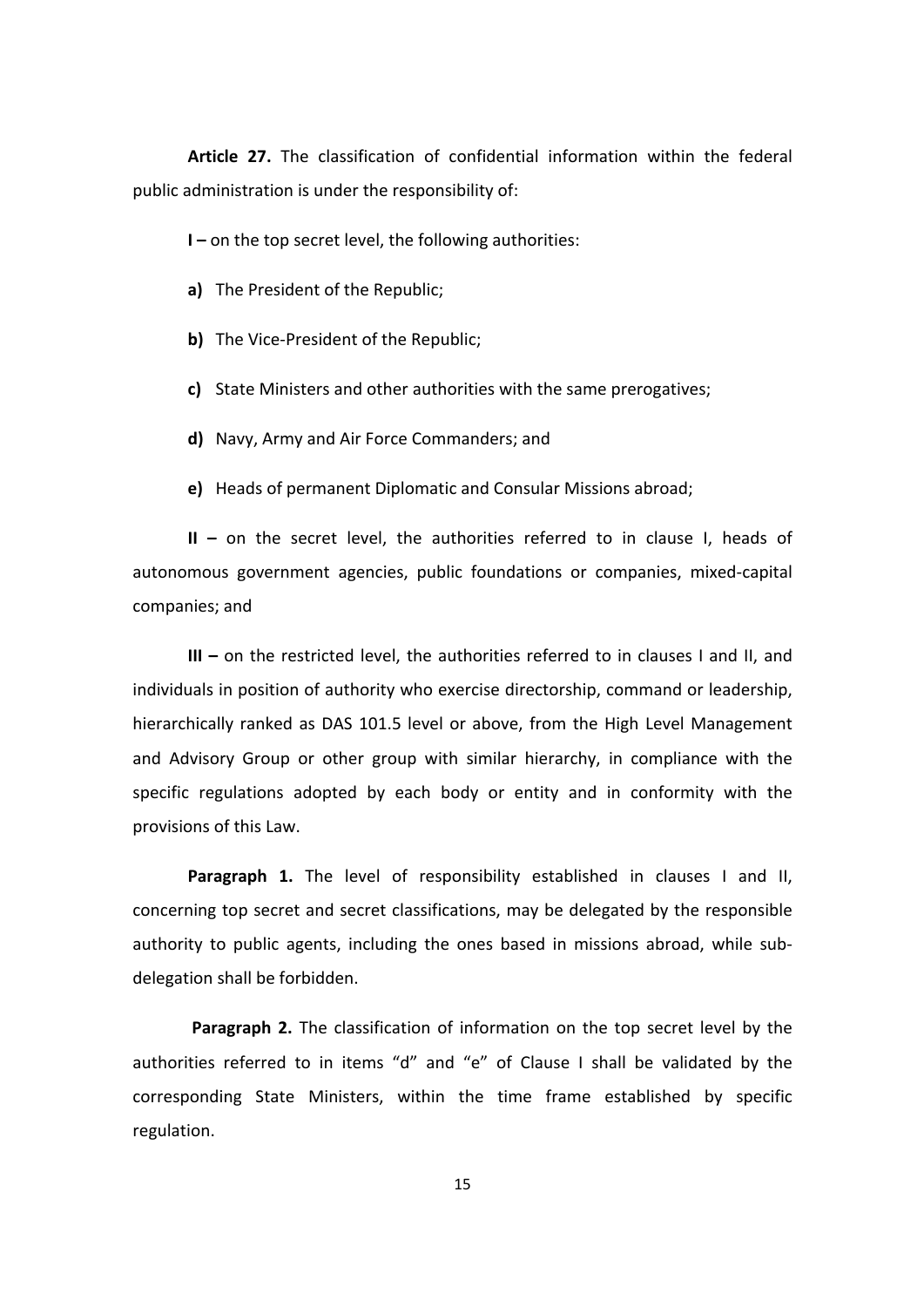**Article 27.** The classification of confidential information within the federal public administration is under the responsibility of:

**I –** on the top secret level, the following authorities:

**a)** The President of the Republic;

**b)** The Vice-President of the Republic;

**c)** State Ministers and other authorities with the same prerogatives;

**d)** Navy, Army and Air Force Commanders; and

**e)** Heads of permanent Diplomatic and Consular Missions abroad;

**II –** on the secret level, the authorities referred to in clause I, heads of autonomous government agencies, public foundations or companies, mixed-capital companies; and

**III –** on the restricted level, the authorities referred to in clauses I and II, and individuals in position of authority who exercise directorship, command or leadership, hierarchically ranked as DAS 101.5 level or above, from the High Level Management and Advisory Group or other group with similar hierarchy, in compliance with the specific regulations adopted by each body or entity and in conformity with the provisions of this Law.

**Paragraph 1.** The level of responsibility established in clauses I and II, concerning top secret and secret classifications, may be delegated by the responsible authority to public agents, including the ones based in missions abroad, while sub-delegation shall be forbidden.

**Paragraph 2.** The classification of information on the top secret level by the authorities referred to in items "d" and "e" of Clause I shall be validated by the corresponding State Ministers, within the time frame established by specific regulation.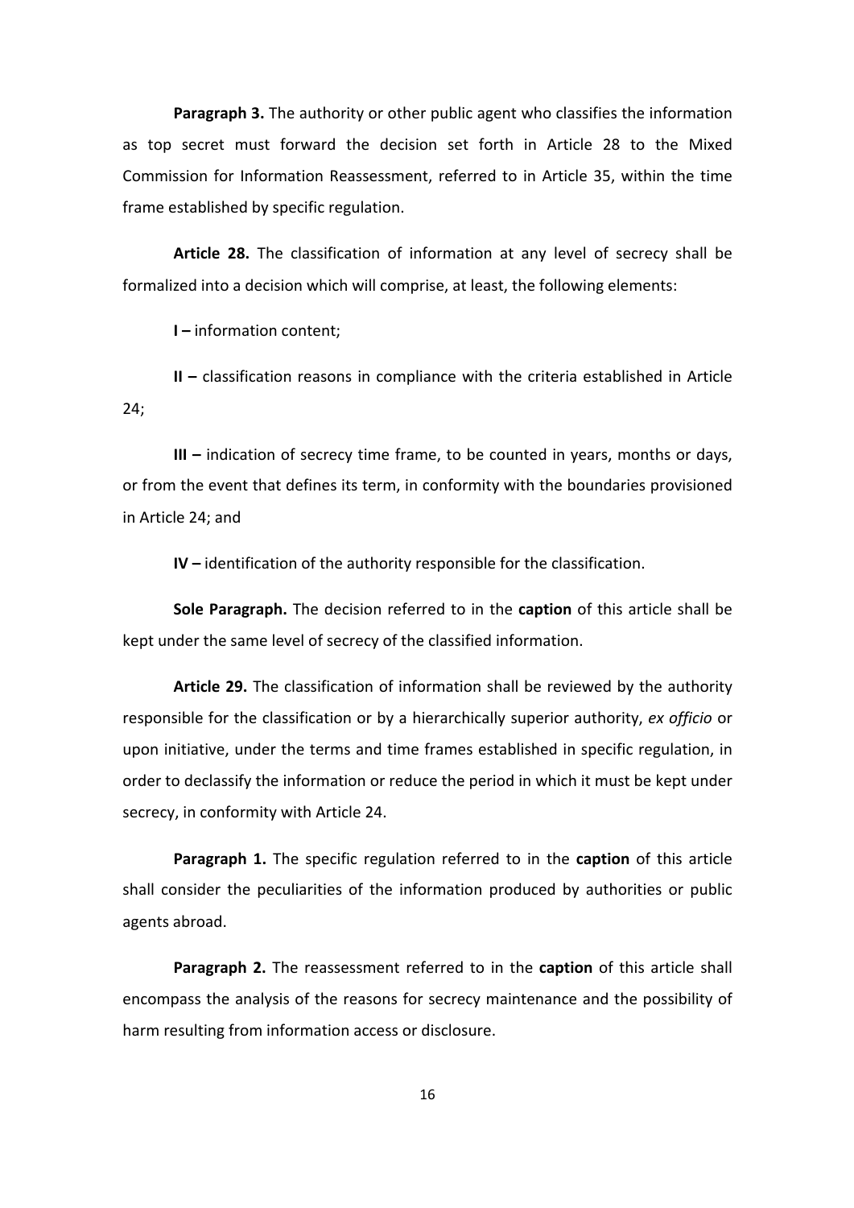**Paragraph 3.** The authority or other public agent who classifies the information as top secret must forward the decision set forth in Article 28 to the Mixed Commission for Information Reassessment, referred to in Article 35, within the time frame established by specific regulation.

**Article 28.** The classification of information at any level of secrecy shall be formalized into a decision which will comprise, at least, the following elements:

**I –** information content;

**II –** classification reasons in compliance with the criteria established in Article 24;

**III –** indication of secrecy time frame, to be counted in years, months or days, or from the event that defines its term, in conformity with the boundaries provisioned in Article 24; and

**IV –** identification of the authority responsible for the classification.

**Sole Paragraph.** The decision referred to in the **caption** of this article shall be kept under the same level of secrecy of the classified information.

**Article 29.** The classification of information shall be reviewed by the authority responsible for the classification or by a hierarchically superior authority, *ex officio* or upon initiative, under the terms and time frames established in specific regulation, in order to declassify the information or reduce the period in which it must be kept under secrecy, in conformity with Article 24.

**Paragraph 1.** The specific regulation referred to in the **caption** of this article shall consider the peculiarities of the information produced by authorities or public agents abroad.

**Paragraph 2.** The reassessment referred to in the **caption** of this article shall encompass the analysis of the reasons for secrecy maintenance and the possibility of harm resulting from information access or disclosure.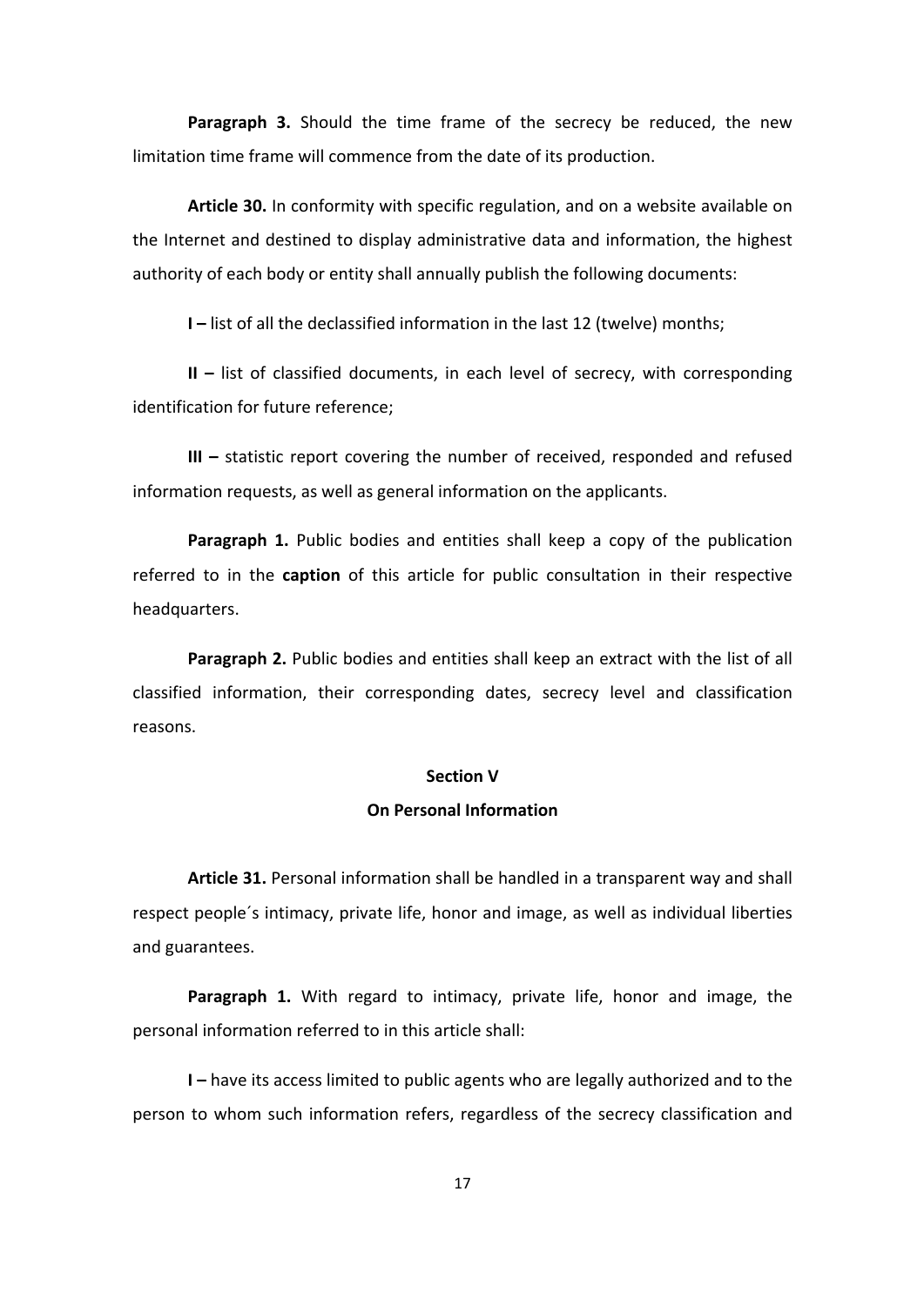**Paragraph 3.** Should the time frame of the secrecy be reduced, the new limitation time frame will commence from the date of its production.

**Article 30.** In conformity with specific regulation, and on a website available on the Internet and destined to display administrative data and information, the highest authority of each body or entity shall annually publish the following documents:

**I –** list of all the declassified information in the last 12 (twelve) months;

**II –** list of classified documents, in each level of secrecy, with corresponding identification for future reference;

**III –** statistic report covering the number of received, responded and refused information requests, as well as general information on the applicants.

**Paragraph 1.** Public bodies and entities shall keep a copy of the publication referred to in the **caption** of this article for public consultation in their respective headquarters.

**Paragraph 2.** Public bodies and entities shall keep an extract with the list of all classified information, their corresponding dates, secrecy level and classification reasons.

## Section V

## On Personal Information

**Article 31.** Personal information shall be handled in a transparent way and shall respect people´s intimacy, private life, honor and image, as well as individual liberties and guarantees.

**Paragraph 1.** With regard to intimacy, private life, honor and image, the personal information referred to in this article shall:

**I –** have its access limited to public agents who are legally authorized and to the person to whom such information refers, regardless of the secrecy classification and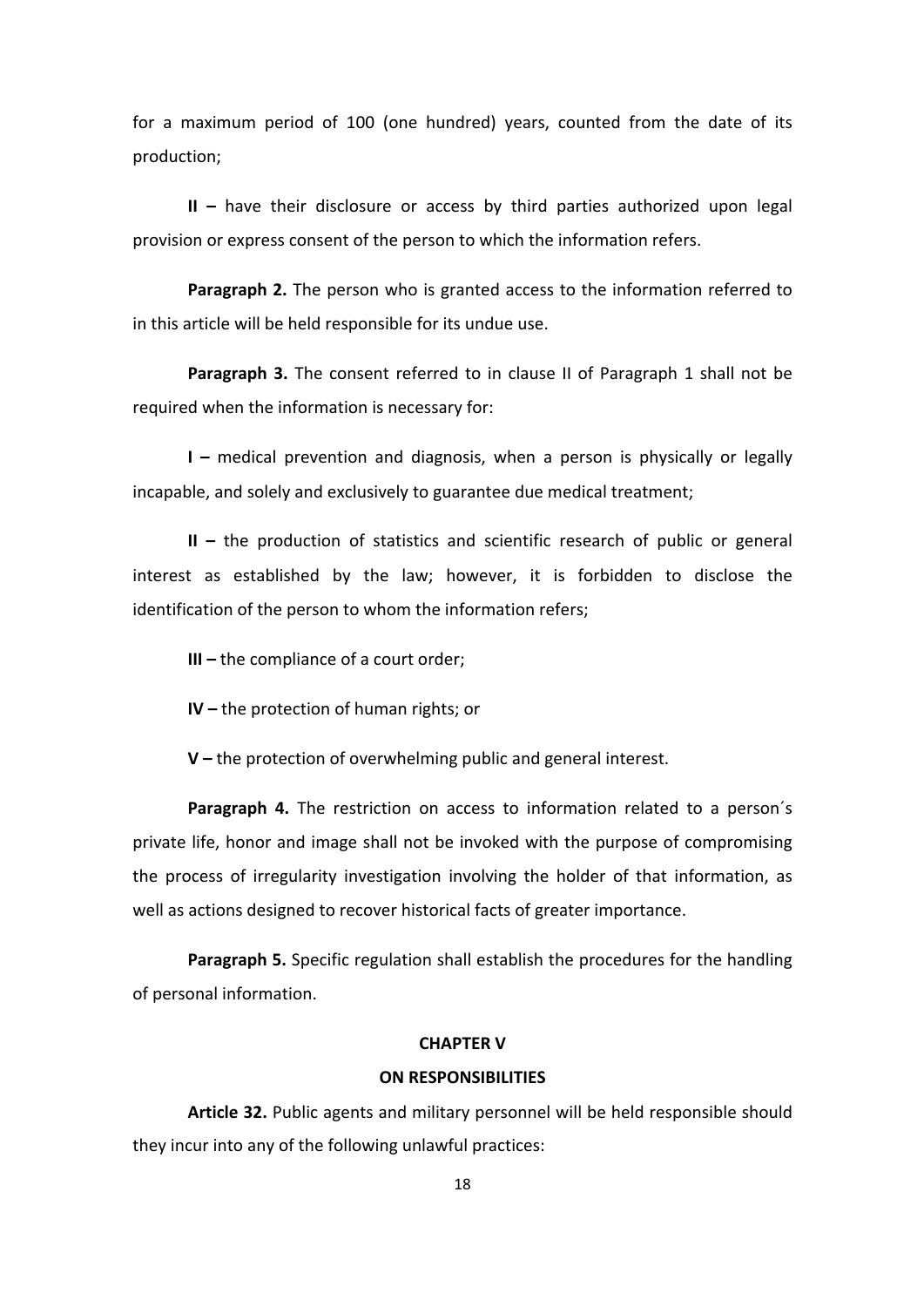for a maximum period of 100 (one hundred) years, counted from the date of its production;

**II –** have their disclosure or access by third parties authorized upon legal provision or express consent of the person to which the information refers.

**Paragraph 2.** The person who is granted access to the information referred to in this article will be held responsible for its undue use.

**Paragraph 3.** The consent referred to in clause II of Paragraph 1 shall not be required when the information is necessary for:

**I –** medical prevention and diagnosis, when a person is physically or legally incapable, and solely and exclusively to guarantee due medical treatment;

**II –** the production of statistics and scientific research of public or general interest as established by the law; however, it is forbidden to disclose the identification of the person to whom the information refers;

**III –** the compliance of a court order;

**IV –** the protection of human rights; or

**V –** the protection of overwhelming public and general interest.

**Paragraph 4.** The restriction on access to information related to a person´s private life, honor and image shall not be invoked with the purpose of compromising the process of irregularity investigation involving the holder of that information, as well as actions designed to recover historical facts of greater importance.

**Paragraph 5.** Specific regulation shall establish the procedures for the handling of personal information.

## CHAPTER V

## ON RESPONSIBILITIES

**Article 32.** Public agents and military personnel will be held responsible should they incur into any of the following unlawful practices: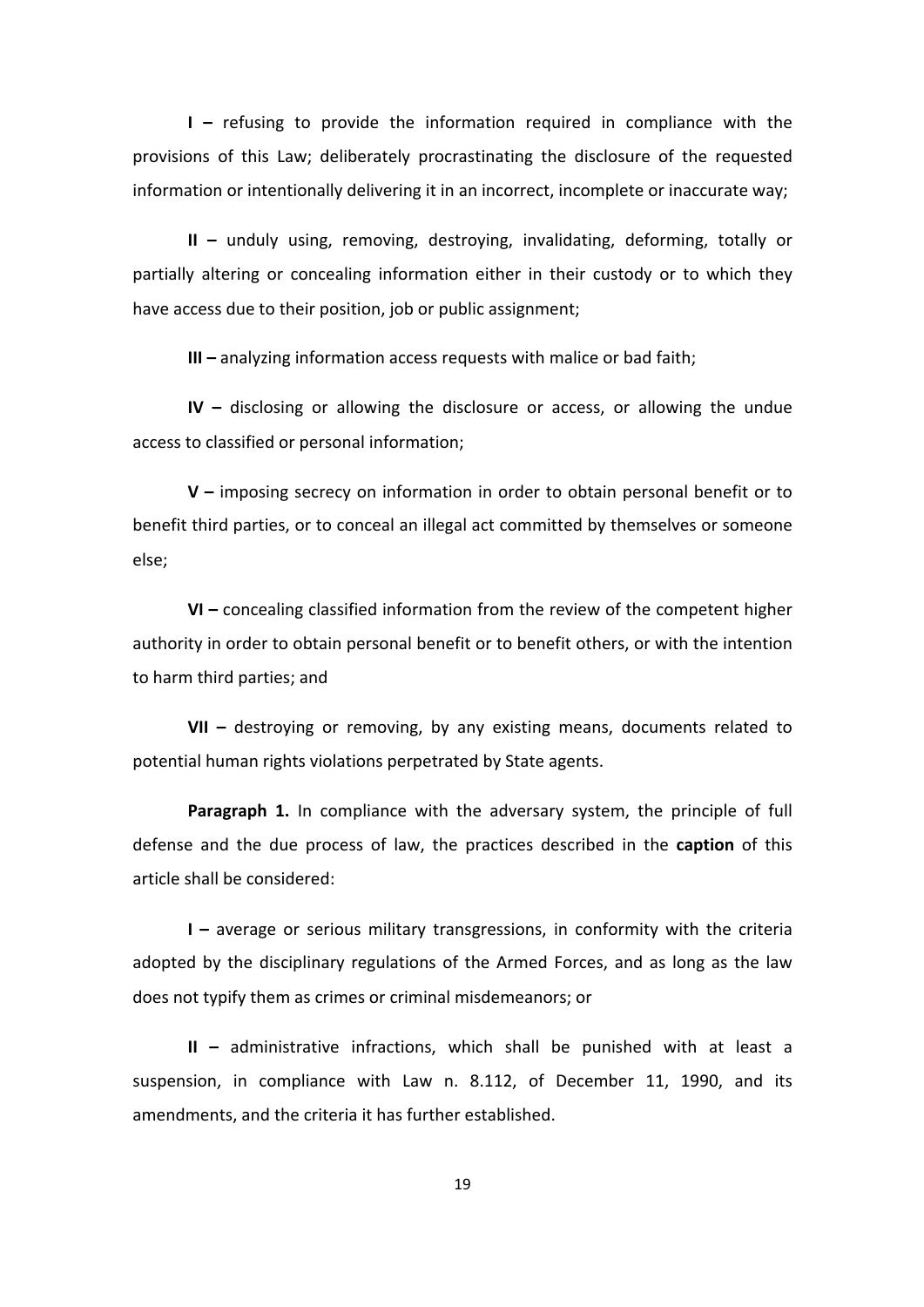**I –** refusing to provide the information required in compliance with the provisions of this Law; deliberately procrastinating the disclosure of the requested information or intentionally delivering it in an incorrect, incomplete or inaccurate way;

**II –** unduly using, removing, destroying, invalidating, deforming, totally or partially altering or concealing information either in their custody or to which they have access due to their position, job or public assignment;

**III –** analyzing information access requests with malice or bad faith;

**IV –** disclosing or allowing the disclosure or access, or allowing the undue access to classified or personal information;

**V –** imposing secrecy on information in order to obtain personal benefit or to benefit third parties, or to conceal an illegal act committed by themselves or someone else;

**VI –** concealing classified information from the review of the competent higher authority in order to obtain personal benefit or to benefit others, or with the intention to harm third parties; and

**VII –** destroying or removing, by any existing means, documents related to potential human rights violations perpetrated by State agents.

**Paragraph 1.** In compliance with the adversary system, the principle of full defense and the due process of law, the practices described in the **caption** of this article shall be considered:

**I –** average or serious military transgressions, in conformity with the criteria adopted by the disciplinary regulations of the Armed Forces, and as long as the law does not typify them as crimes or criminal misdemeanors; or

**II –** administrative infractions, which shall be punished with at least a suspension, in compliance with Law n. 8.112, of December 11, 1990, and its amendments, and the criteria it has further established.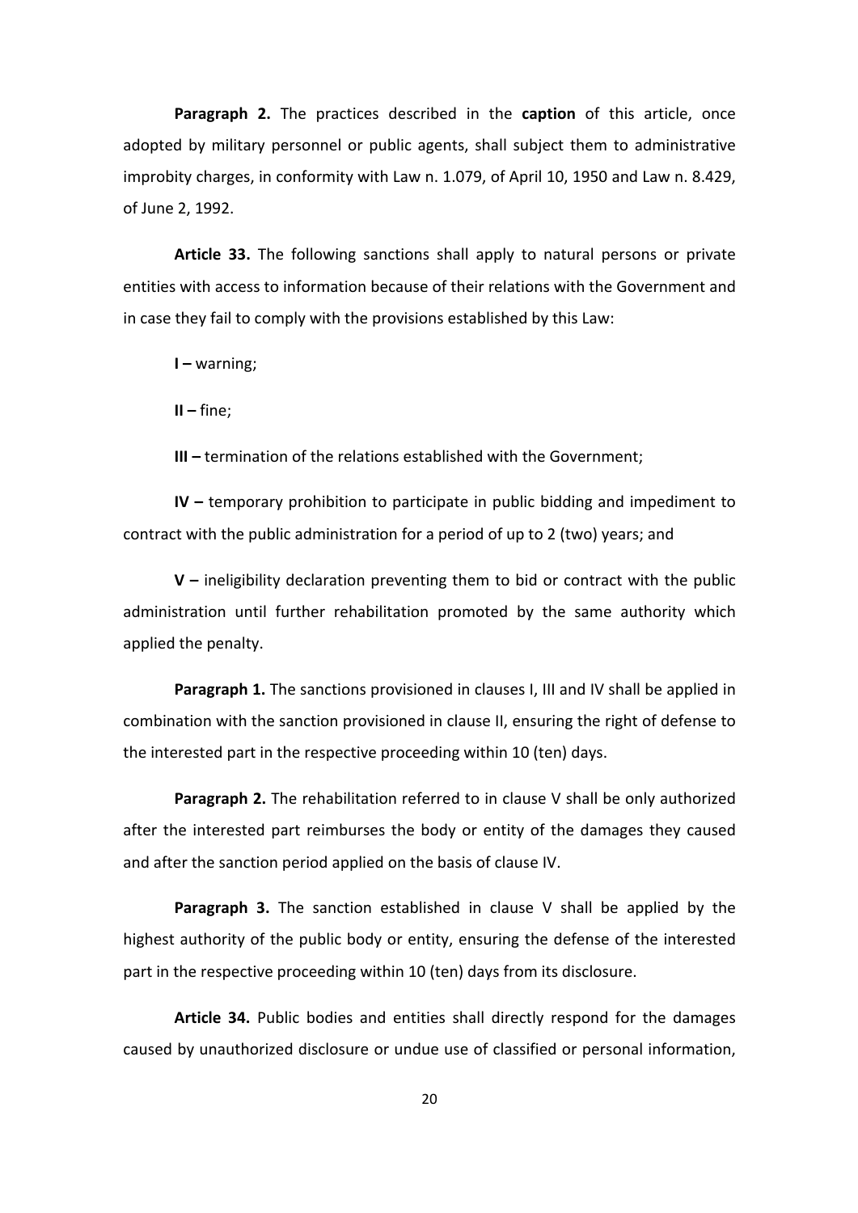**Paragraph 2.** The practices described in the **caption** of this article, once adopted by military personnel or public agents, shall subject them to administrative improbity charges, in conformity with Law n. 1.079, of April 10, 1950 and Law n. 8.429, of June 2, 1992.

**Article 33.** The following sanctions shall apply to natural persons or private entities with access to information because of their relations with the Government and in case they fail to comply with the provisions established by this Law:

**I –** warning;

**II –** fine;

**III –** termination of the relations established with the Government;

**IV –** temporary prohibition to participate in public bidding and impediment to contract with the public administration for a period of up to 2 (two) years; and

**V –** ineligibility declaration preventing them to bid or contract with the public administration until further rehabilitation promoted by the same authority which applied the penalty.

**Paragraph 1.** The sanctions provisioned in clauses I, III and IV shall be applied in combination with the sanction provisioned in clause II, ensuring the right of defense to the interested part in the respective proceeding within 10 (ten) days.

**Paragraph 2.** The rehabilitation referred to in clause V shall be only authorized after the interested part reimburses the body or entity of the damages they caused and after the sanction period applied on the basis of clause IV.

**Paragraph 3.** The sanction established in clause V shall be applied by the highest authority of the public body or entity, ensuring the defense of the interested part in the respective proceeding within 10 (ten) days from its disclosure.

**Article 34.** Public bodies and entities shall directly respond for the damages caused by unauthorized disclosure or undue use of classified or personal information,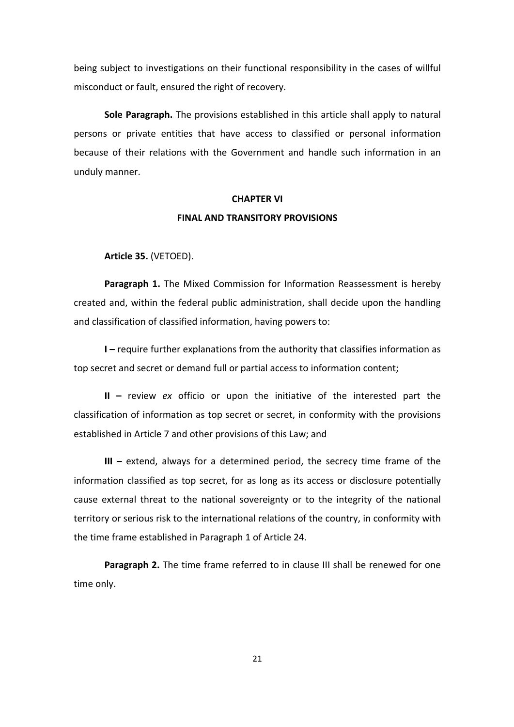being subject to investigations on their functional responsibility in the cases of willful misconduct or fault, ensured the right of recovery.

**Sole Paragraph.** The provisions established in this article shall apply to natural persons or private entities that have access to classified or personal information because of their relations with the Government and handle such information in an unduly manner.

## CHAPTER VI

## FINAL AND TRANSITORY PROVISIONS

**Article 35.** (VETOED).

**Paragraph 1.** The Mixed Commission for Information Reassessment is hereby created and, within the federal public administration, shall decide upon the handling and classification of classified information, having powers to:

**I –** require further explanations from the authority that classifies information as top secret and secret or demand full or partial access to information content;

**II –** review *ex* officio or upon the initiative of the interested part the classification of information as top secret or secret, in conformity with the provisions established in Article 7 and other provisions of this Law; and

**III –** extend, always for a determined period, the secrecy time frame of the information classified as top secret, for as long as its access or disclosure potentially cause external threat to the national sovereignty or to the integrity of the national territory or serious risk to the international relations of the country, in conformity with the time frame established in Paragraph 1 of Article 24.

**Paragraph 2.** The time frame referred to in clause III shall be renewed for one time only.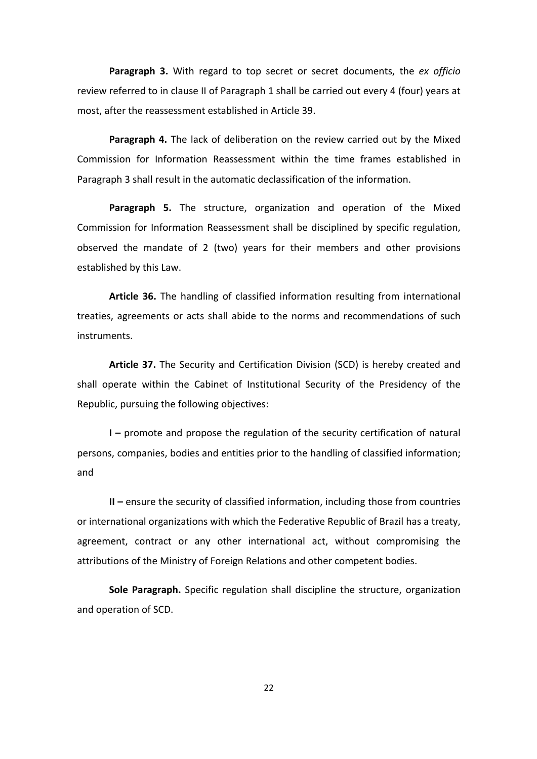**Paragraph 3.** With regard to top secret or secret documents, the *ex officio* review referred to in clause II of Paragraph 1 shall be carried out every 4 (four) years at most, after the reassessment established in Article 39.

**Paragraph 4.** The lack of deliberation on the review carried out by the Mixed Commission for Information Reassessment within the time frames established in Paragraph 3 shall result in the automatic declassification of the information.

**Paragraph 5.** The structure, organization and operation of the Mixed Commission for Information Reassessment shall be disciplined by specific regulation, observed the mandate of 2 (two) years for their members and other provisions established by this Law.

**Article 36.** The handling of classified information resulting from international treaties, agreements or acts shall abide to the norms and recommendations of such instruments.

**Article 37.** The Security and Certification Division (SCD) is hereby created and shall operate within the Cabinet of Institutional Security of the Presidency of the Republic, pursuing the following objectives:

**I –** promote and propose the regulation of the security certification of natural persons, companies, bodies and entities prior to the handling of classified information; and

**II –** ensure the security of classified information, including those from countries or international organizations with which the Federative Republic of Brazil has a treaty, agreement, contract or any other international act, without compromising the attributions of the Ministry of Foreign Relations and other competent bodies.

**Sole Paragraph.** Specific regulation shall discipline the structure, organization and operation of SCD.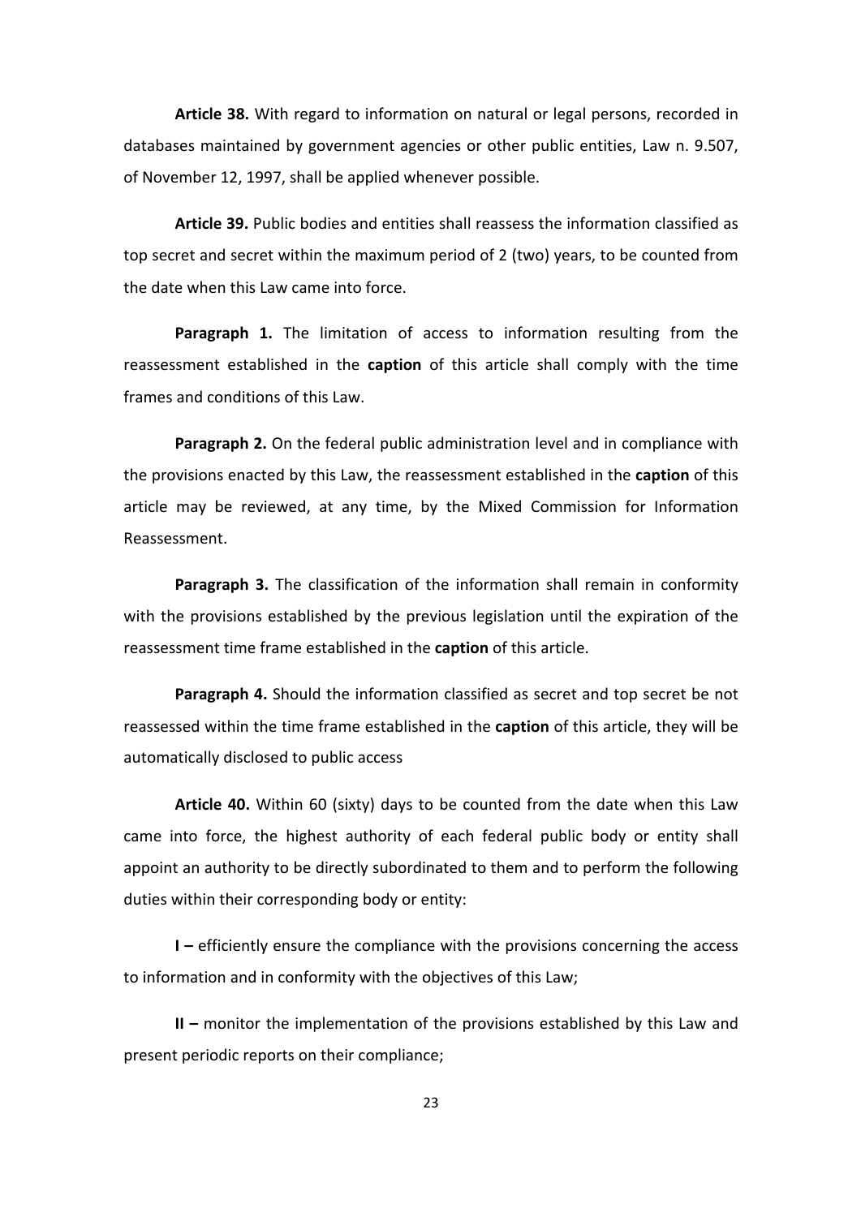**Article 38.** With regard to information on natural or legal persons, recorded in databases maintained by government agencies or other public entities, Law n. 9.507, of November 12, 1997, shall be applied whenever possible.

**Article 39.** Public bodies and entities shall reassess the information classified as top secret and secret within the maximum period of 2 (two) years, to be counted from the date when this Law came into force.

**Paragraph 1.** The limitation of access to information resulting from the reassessment established in the **caption** of this article shall comply with the time frames and conditions of this Law.

**Paragraph 2.** On the federal public administration level and in compliance with the provisions enacted by this Law, the reassessment established in the **caption** of this article may be reviewed, at any time, by the Mixed Commission for Information Reassessment.

**Paragraph 3.** The classification of the information shall remain in conformity with the provisions established by the previous legislation until the expiration of the reassessment time frame established in the **caption** of this article.

**Paragraph 4.** Should the information classified as secret and top secret be not reassessed within the time frame established in the **caption** of this article, they will be automatically disclosed to public access

**Article 40.** Within 60 (sixty) days to be counted from the date when this Law came into force, the highest authority of each federal public body or entity shall appoint an authority to be directly subordinated to them and to perform the following duties within their corresponding body or entity:

**I –** efficiently ensure the compliance with the provisions concerning the access to information and in conformity with the objectives of this Law;

**II –** monitor the implementation of the provisions established by this Law and present periodic reports on their compliance;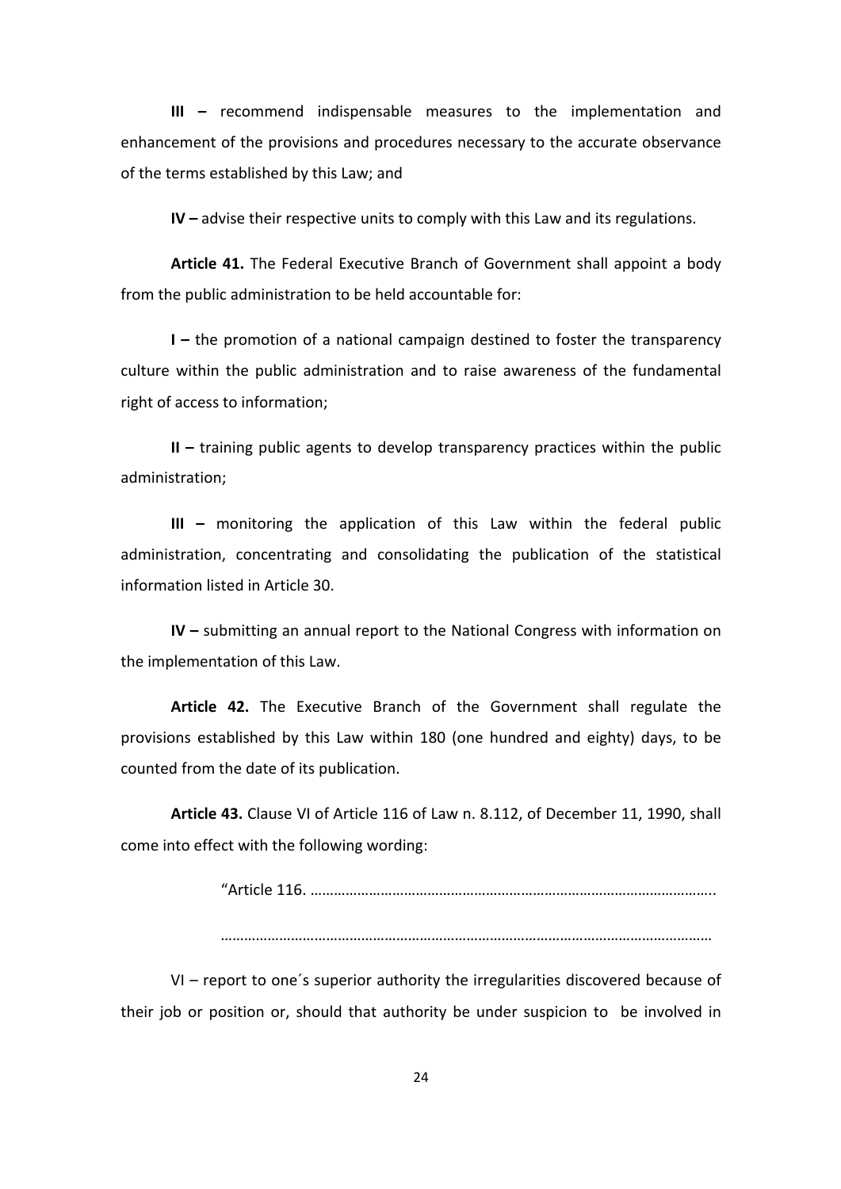**III –** recommend indispensable measures to the implementation and enhancement of the provisions and procedures necessary to the accurate observance of the terms established by this Law; and

**IV –** advise their respective units to comply with this Law and its regulations.

**Article 41.** The Federal Executive Branch of Government shall appoint a body from the public administration to be held accountable for:

**I –** the promotion of a national campaign destined to foster the transparency culture within the public administration and to raise awareness of the fundamental right of access to information;

**II –** training public agents to develop transparency practices within the public administration;

**III –** monitoring the application of this Law within the federal public administration, concentrating and consolidating the publication of the statistical information listed in Article 30.

**IV –** submitting an annual report to the National Congress with information on the implementation of this Law.

**Article 42.** The Executive Branch of the Government shall regulate the provisions established by this Law within 180 (one hundred and eighty) days, to be counted from the date of its publication.

**Article 43.** Clause VI of Article 116 of Law n. 8.112, of December 11, 1990, shall come into effect with the following wording:

> "Article 116. …………………………………………………………………………………….
>
> ……………………………………………………………………………………………………

VI – report to one´s superior authority the irregularities discovered because of their job or position or, should that authority be under suspicion to be involved in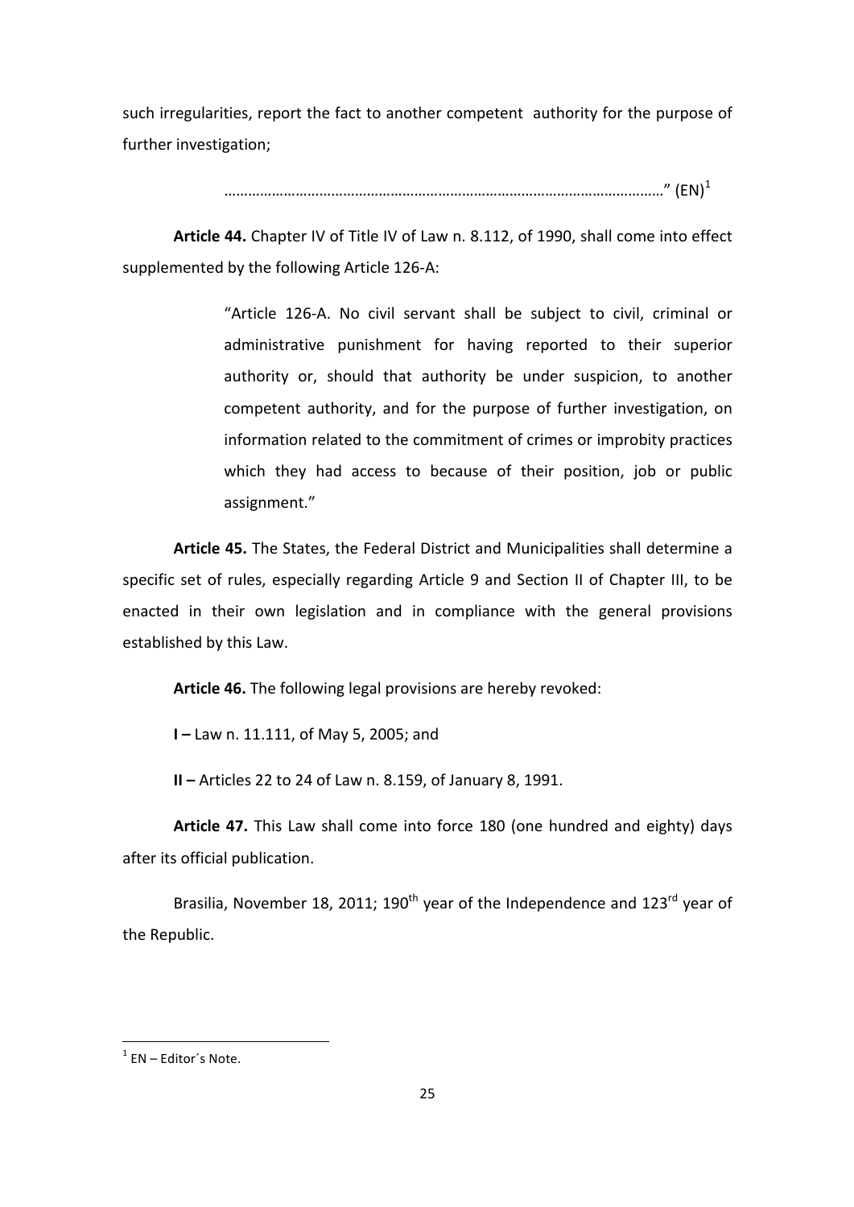such irregularities, report the fact to another competent authority for the purpose of further investigation;

………………………………………………………………………………………………" (EN)[1]

**Article 44.** Chapter IV of Title IV of Law n. 8.112, of 1990, shall come into effect supplemented by the following Article 126-A:

> "Article 126-A. No civil servant shall be subject to civil, criminal or administrative punishment for having reported to their superior authority or, should that authority be under suspicion, to another competent authority, and for the purpose of further investigation, on information related to the commitment of crimes or improbity practices which they had access to because of their position, job or public assignment."

**Article 45.** The States, the Federal District and Municipalities shall determine a specific set of rules, especially regarding Article 9 and Section II of Chapter III, to be enacted in their own legislation and in compliance with the general provisions established by this Law.

**Article 46.** The following legal provisions are hereby revoked:

**I –** Law n. 11.111, of May 5, 2005; and

**II –** Articles 22 to 24 of Law n. 8.159, of January 8, 1991.

**Article 47.** This Law shall come into force 180 (one hundred and eighty) days after its official publication.

Brasilia, November 18, 2011; 190th year of the Independence and 123rd year of the Republic.

---

[1] EN – Editor´s Note.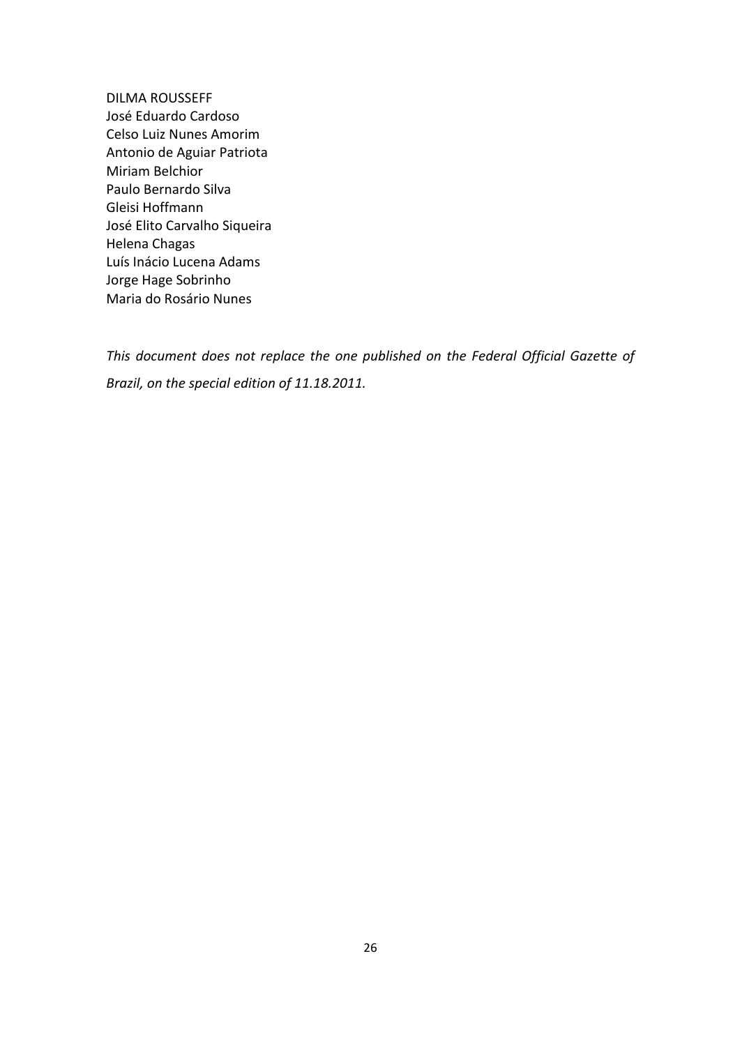DILMA ROUSSEFF
José Eduardo Cardoso
Celso Luiz Nunes Amorim
Antonio de Aguiar Patriota
Miriam Belchior
Paulo Bernardo Silva
Gleisi Hoffmann
José Elito Carvalho Siqueira
Helena Chagas
Luís Inácio Lucena Adams
Jorge Hage Sobrinho
Maria do Rosário Nunes

*This document does not replace the one published on the Federal Official Gazette of Brazil, on the special edition of 11.18.2011.*